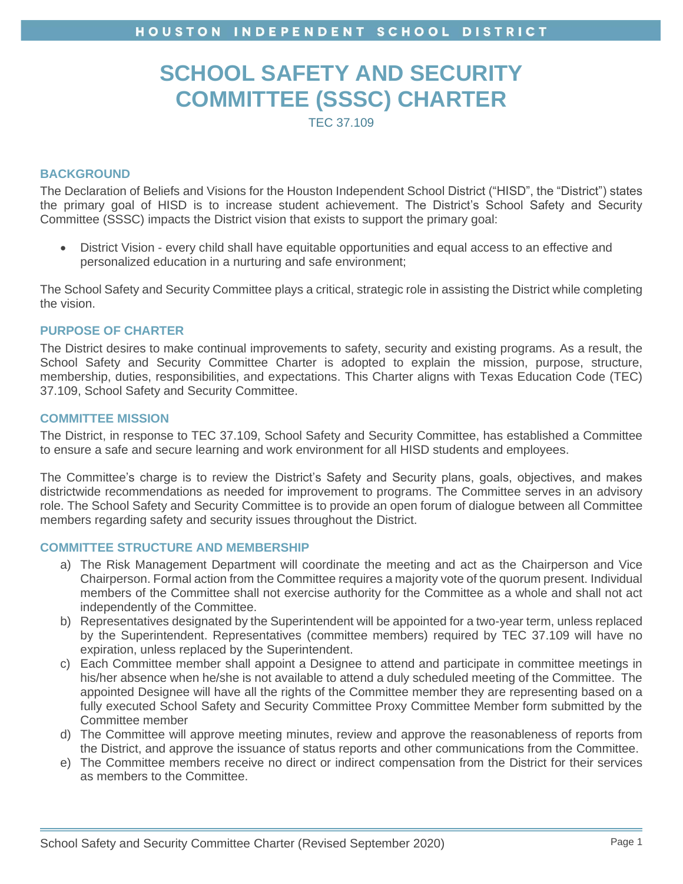# SCHOOL SAFETY AND SECURITY COMMITTEE (SSSC) CHARTER

TEC 37.109

## BACKGROUND

The Declaration of Beliefs and Visions for the Houston Independent School District ("HISD", the "District") states the primary goal of HISD is to increase student achievement. The District's School Safety and Security Committee (SSSC) impacts the District vision that exists to support the primary goal:

- District Vision - every child shall have equitable opportunities and equal access to an effective and personalized education in a nurturing and safe environment;

The School Safety and Security Committee plays a critical, strategic role in assisting the District while completing the vision.

## PURPOSE OF CHARTER

The District desires to make continual improvements to safety, security and existing programs. As a result, the School Safety and Security Committee Charter is adopted to explain the mission, purpose, structure, membership, duties, responsibilities, and expectations. This Charter aligns with Texas Education Code (TEC) 37.109, School Safety and Security Committee.

## COMMITTEE MISSION

The District, in response to TEC 37.109, School Safety and Security Committee, has established a Committee to ensure a safe and secure learning and work environment for all HISD students and employees.

The Committee's charge is to review the District's Safety and Security plans, goals, objectives, and makes districtwide recommendations as needed for improvement to programs. The Committee serves in an advisory role. The School Safety and Security Committee is to provide an open forum of dialogue between all Committee members regarding safety and security issues throughout the District.

## COMMITTEE STRUCTURE AND MEMBERSHIP

a) The Risk Management Department will coordinate the meeting and act as the Chairperson and Vice Chairperson. Formal action from the Committee requires a majority vote of the quorum present. Individual members of the Committee shall not exercise authority for the Committee as a whole and shall not act independently of the Committee.

b) Representatives designated by the Superintendent will be appointed for a two-year term, unless replaced by the Superintendent. Representatives (committee members) required by TEC 37.109 will have no expiration, unless replaced by the Superintendent.

c) Each Committee member shall appoint a Designee to attend and participate in committee meetings in his/her absence when he/she is not available to attend a duly scheduled meeting of the Committee. The appointed Designee will have all the rights of the Committee member they are representing based on a fully executed School Safety and Security Committee Proxy Committee Member form submitted by the Committee member

d) The Committee will approve meeting minutes, review and approve the reasonableness of reports from the District, and approve the issuance of status reports and other communications from the Committee.

e) The Committee members receive no direct or indirect compensation from the District for their services as members to the Committee.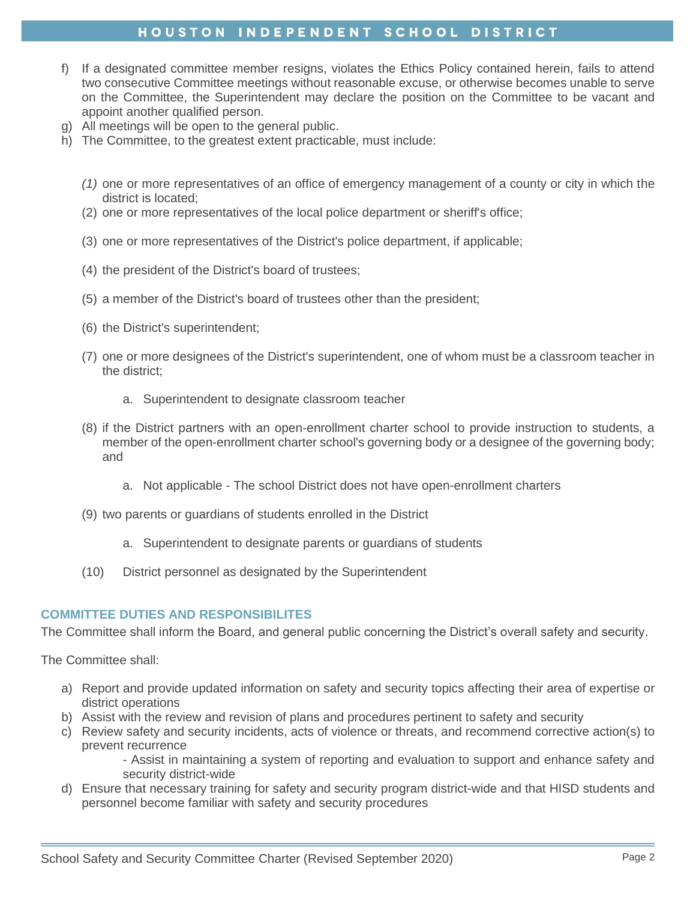f) If a designated committee member resigns, violates the Ethics Policy contained herein, fails to attend two consecutive Committee meetings without reasonable excuse, or otherwise becomes unable to serve on the Committee, the Superintendent may declare the position on the Committee to be vacant and appoint another qualified person.
g) All meetings will be open to the general public.
h) The Committee, to the greatest extent practicable, must include:

   *(1)* one or more representatives of an office of emergency management of a county or city in which the district is located;

   (2) one or more representatives of the local police department or sheriff's office;

   (3) one or more representatives of the District's police department, if applicable;

   (4) the president of the District's board of trustees;

   (5) a member of the District's board of trustees other than the president;

   (6) the District's superintendent;

   (7) one or more designees of the District's superintendent, one of whom must be a classroom teacher in the district;

      a. Superintendent to designate classroom teacher

   (8) if the District partners with an open-enrollment charter school to provide instruction to students, a member of the open-enrollment charter school's governing body or a designee of the governing body; and

      a. Not applicable - The school District does not have open-enrollment charters

   (9) two parents or guardians of students enrolled in the District

      a. Superintendent to designate parents or guardians of students

   (10) District personnel as designated by the Superintendent

### COMMITTEE DUTIES AND RESPONSIBILITES

The Committee shall inform the Board, and general public concerning the District's overall safety and security.

The Committee shall:

a) Report and provide updated information on safety and security topics affecting their area of expertise or district operations
b) Assist with the review and revision of plans and procedures pertinent to safety and security
c) Review safety and security incidents, acts of violence or threats, and recommend corrective action(s) to prevent recurrence
   - Assist in maintaining a system of reporting and evaluation to support and enhance safety and security district-wide
d) Ensure that necessary training for safety and security program district-wide and that HISD students and personnel become familiar with safety and security procedures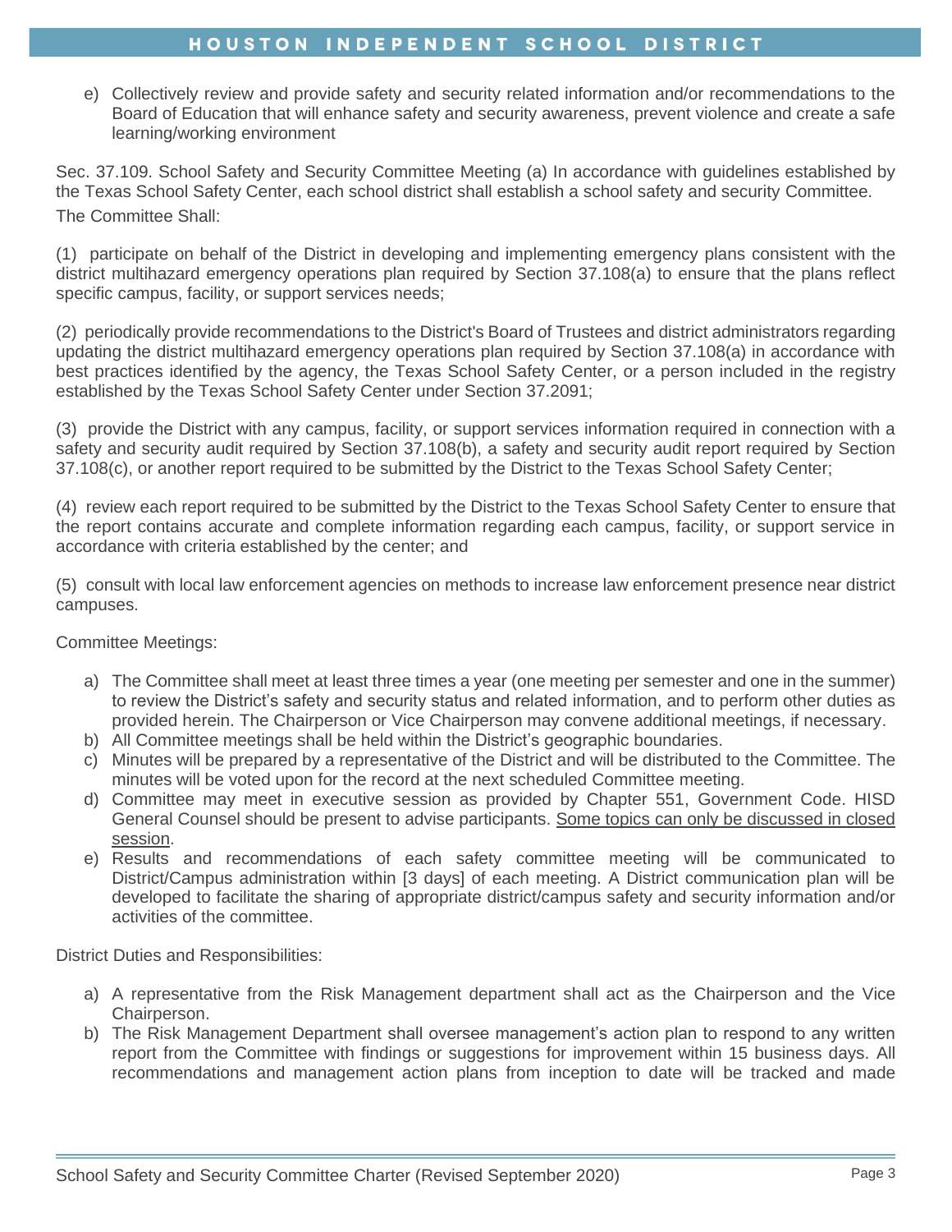e) Collectively review and provide safety and security related information and/or recommendations to the Board of Education that will enhance safety and security awareness, prevent violence and create a safe learning/working environment

Sec. 37.109. School Safety and Security Committee Meeting (a) In accordance with guidelines established by the Texas School Safety Center, each school district shall establish a school safety and security Committee. The Committee Shall:

(1) participate on behalf of the District in developing and implementing emergency plans consistent with the district multihazard emergency operations plan required by Section 37.108(a) to ensure that the plans reflect specific campus, facility, or support services needs;

(2) periodically provide recommendations to the District's Board of Trustees and district administrators regarding updating the district multihazard emergency operations plan required by Section 37.108(a) in accordance with best practices identified by the agency, the Texas School Safety Center, or a person included in the registry established by the Texas School Safety Center under Section 37.2091;

(3) provide the District with any campus, facility, or support services information required in connection with a safety and security audit required by Section 37.108(b), a safety and security audit report required by Section 37.108(c), or another report required to be submitted by the District to the Texas School Safety Center;

(4) review each report required to be submitted by the District to the Texas School Safety Center to ensure that the report contains accurate and complete information regarding each campus, facility, or support service in accordance with criteria established by the center; and

(5) consult with local law enforcement agencies on methods to increase law enforcement presence near district campuses.

Committee Meetings:

a) The Committee shall meet at least three times a year (one meeting per semester and one in the summer) to review the District's safety and security status and related information, and to perform other duties as provided herein. The Chairperson or Vice Chairperson may convene additional meetings, if necessary.
b) All Committee meetings shall be held within the District's geographic boundaries.
c) Minutes will be prepared by a representative of the District and will be distributed to the Committee. The minutes will be voted upon for the record at the next scheduled Committee meeting.
d) Committee may meet in executive session as provided by Chapter 551, Government Code. HISD General Counsel should be present to advise participants. <u>Some topics can only be discussed in closed session</u>.
e) Results and recommendations of each safety committee meeting will be communicated to District/Campus administration within [3 days] of each meeting. A District communication plan will be developed to facilitate the sharing of appropriate district/campus safety and security information and/or activities of the committee.

District Duties and Responsibilities:

a) A representative from the Risk Management department shall act as the Chairperson and the Vice Chairperson.
b) The Risk Management Department shall oversee management's action plan to respond to any written report from the Committee with findings or suggestions for improvement within 15 business days. All recommendations and management action plans from inception to date will be tracked and made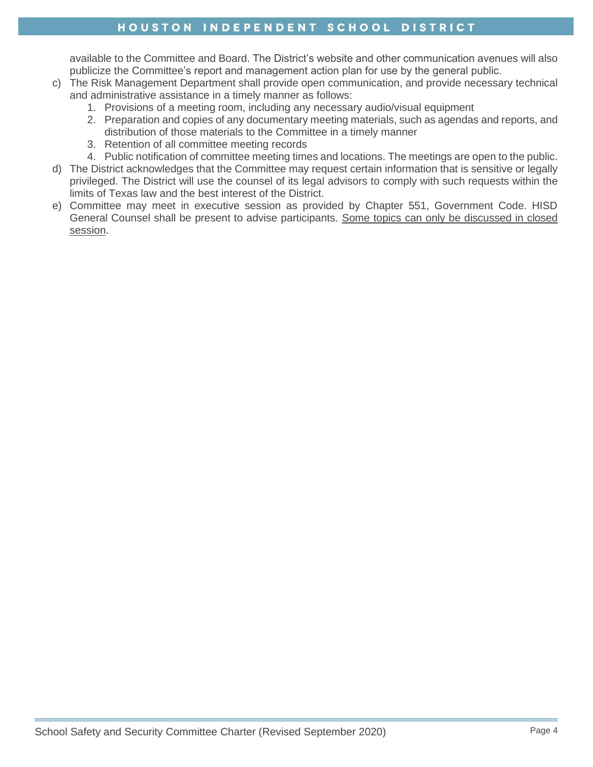available to the Committee and Board. The District's website and other communication avenues will also publicize the Committee's report and management action plan for use by the general public.

c) The Risk Management Department shall provide open communication, and provide necessary technical and administrative assistance in a timely manner as follows:
   1. Provisions of a meeting room, including any necessary audio/visual equipment
   2. Preparation and copies of any documentary meeting materials, such as agendas and reports, and distribution of those materials to the Committee in a timely manner
   3. Retention of all committee meeting records
   4. Public notification of committee meeting times and locations. The meetings are open to the public.

d) The District acknowledges that the Committee may request certain information that is sensitive or legally privileged. The District will use the counsel of its legal advisors to comply with such requests within the limits of Texas law and the best interest of the District.

e) Committee may meet in executive session as provided by Chapter 551, Government Code. HISD General Counsel shall be present to advise participants. <u>Some topics can only be discussed in closed session</u>.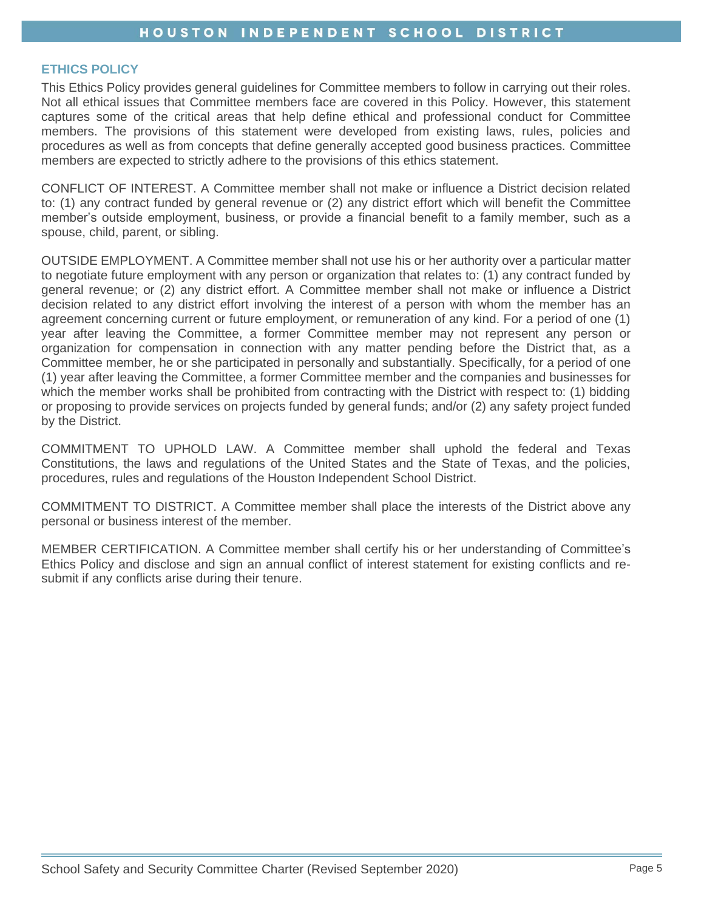## ETHICS POLICY

This Ethics Policy provides general guidelines for Committee members to follow in carrying out their roles. Not all ethical issues that Committee members face are covered in this Policy. However, this statement captures some of the critical areas that help define ethical and professional conduct for Committee members. The provisions of this statement were developed from existing laws, rules, policies and procedures as well as from concepts that define generally accepted good business practices. Committee members are expected to strictly adhere to the provisions of this ethics statement.

CONFLICT OF INTEREST. A Committee member shall not make or influence a District decision related to: (1) any contract funded by general revenue or (2) any district effort which will benefit the Committee member's outside employment, business, or provide a financial benefit to a family member, such as a spouse, child, parent, or sibling.

OUTSIDE EMPLOYMENT. A Committee member shall not use his or her authority over a particular matter to negotiate future employment with any person or organization that relates to: (1) any contract funded by general revenue; or (2) any district effort. A Committee member shall not make or influence a District decision related to any district effort involving the interest of a person with whom the member has an agreement concerning current or future employment, or remuneration of any kind. For a period of one (1) year after leaving the Committee, a former Committee member may not represent any person or organization for compensation in connection with any matter pending before the District that, as a Committee member, he or she participated in personally and substantially. Specifically, for a period of one (1) year after leaving the Committee, a former Committee member and the companies and businesses for which the member works shall be prohibited from contracting with the District with respect to: (1) bidding or proposing to provide services on projects funded by general funds; and/or (2) any safety project funded by the District.

COMMITMENT TO UPHOLD LAW. A Committee member shall uphold the federal and Texas Constitutions, the laws and regulations of the United States and the State of Texas, and the policies, procedures, rules and regulations of the Houston Independent School District.

COMMITMENT TO DISTRICT. A Committee member shall place the interests of the District above any personal or business interest of the member.

MEMBER CERTIFICATION. A Committee member shall certify his or her understanding of Committee's Ethics Policy and disclose and sign an annual conflict of interest statement for existing conflicts and re-submit if any conflicts arise during their tenure.